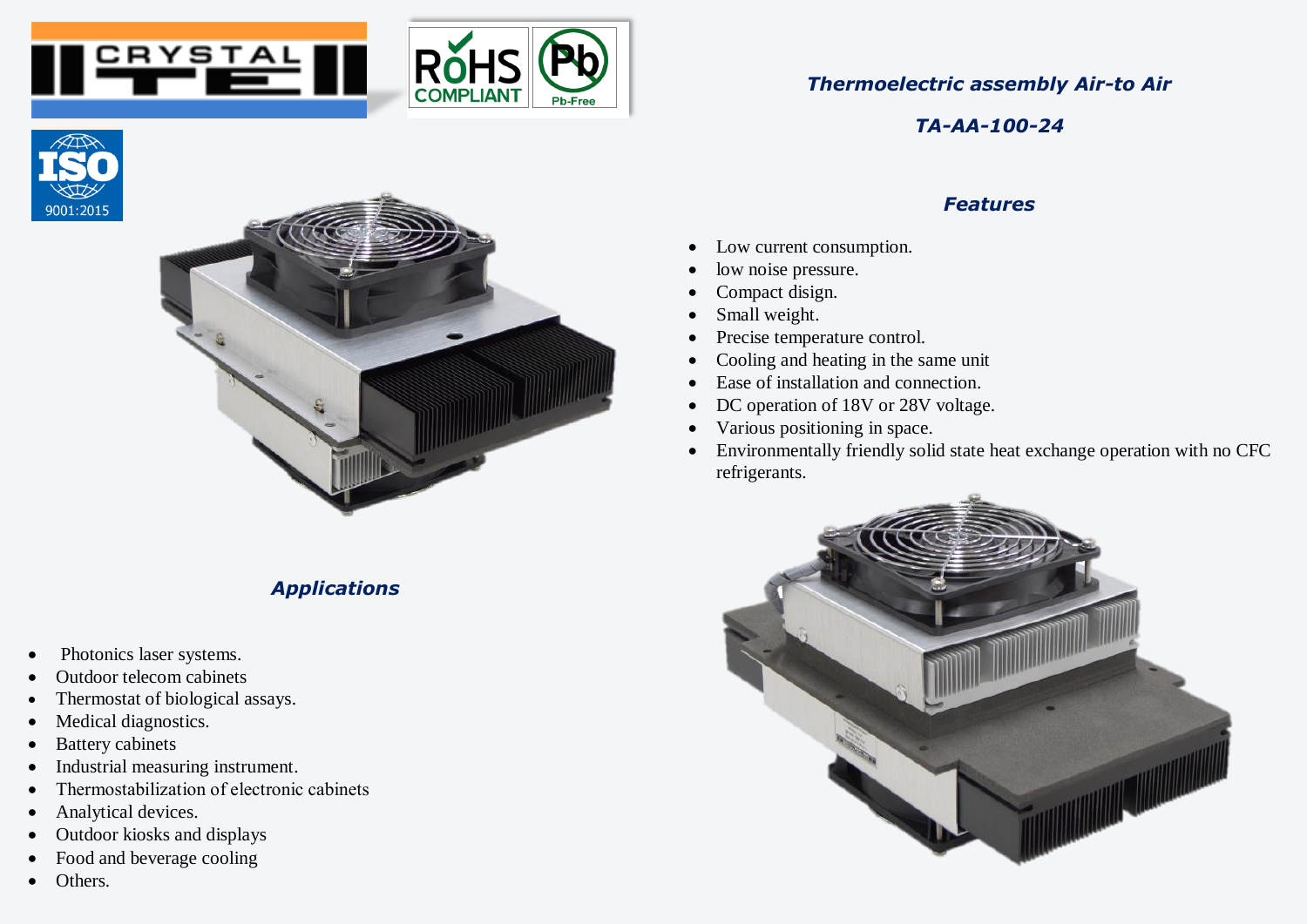# Thermoelectric assembly Air-to Air

## TA-AA-100-24

### Features

- Low current consumption.
- low noise pressure.
- Compact disign.
- Small weight.
- Precise temperature control.
- Cooling and heating in the same unit
- Ease of installation and connection.
- DC operation of 18V or 28V voltage.
- Various positioning in space.
- Environmentally friendly solid state heat exchange operation with no CFC refrigerants.

### Applications

- Photonics laser systems.
- Outdoor telecom cabinets
- Thermostat of biological assays.
- Medical diagnostics.
- Battery cabinets
- Industrial measuring instrument.
- Thermostabilization of electronic cabinets
- Analytical devices.
- Outdoor kiosks and displays
- Food and beverage cooling
- Others.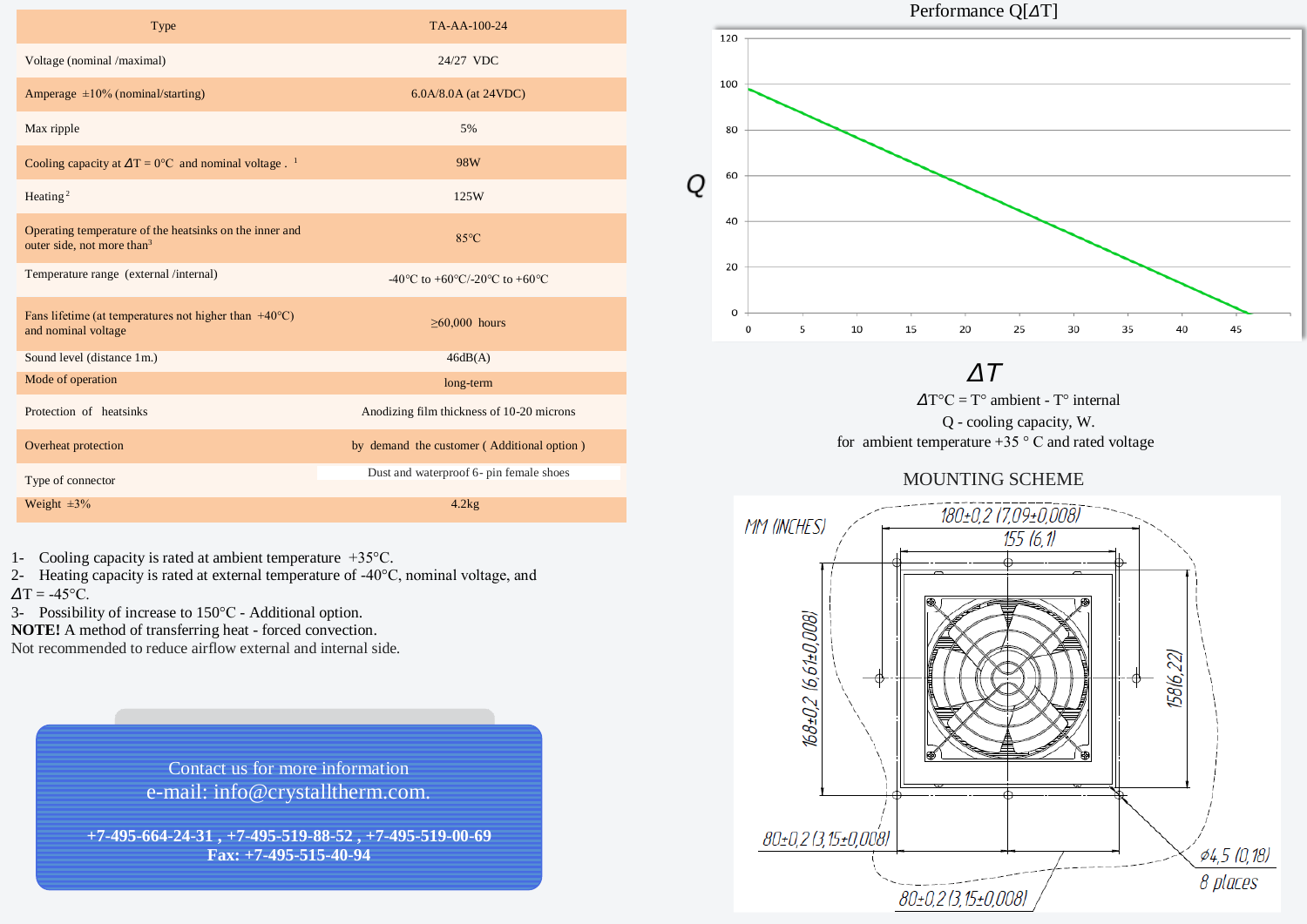| Type | TA-AA-100-24 |
|---|---|
| Voltage (nominal /maximal) | 24/27 VDC |
| Amperage ±10% (nominal/starting) | 6.0A/8.0A (at 24VDC) |
| Max ripple | 5% |
| Cooling capacity at $\Delta T$ = 0°C and nominal voltage. [1] | 98W |
| Heating [2] | 125W |
| Operating temperature of the heatsinks on the inner and outer side, not more than [3] | 85°C |
| Temperature range (external /internal) | -40°C to +60°C/-20°C to +60°C |
| Fans lifetime (at temperatures not higher than +40°C) and nominal voltage | ≥60,000 hours |
| Sound level (distance 1m.) | 46dB(A) |
| Mode of operation | long-term |
| Protection of heatsinks | Anodizing film thickness of 10-20 microns |
| Overheat protection | by demand the customer ( Additional option ) |
| Type of connector | Dust and waterproof 6- pin female shoes |
| Weight ±3% | 4.2kg |

1- Cooling capacity is rated at ambient temperature +35°C.
2- Heating capacity is rated at external temperature of -40°C, nominal voltage, and $\Delta T$ = -45°C.
3- Possibility of increase to 150°C - Additional option.

**NOTE!** A method of transferring heat - forced convection.
Not recommended to reduce airflow external and internal side.

Contact us for more information
e-mail: info@crystalltherm.com.

**+7-495-664-24-31 , +7-495-519-88-52 , +7-495-519-00-69**
**Fax: +7-495-515-40-94**

## Performance Q[$\Delta T$]

$\Delta T$°C = T° ambient - T° internal
Q - cooling capacity, W.
for ambient temperature +35 ° C and rated voltage

## MOUNTING SCHEME

MM (INCHES)
180±0,2 (7,09±0,008)
155 (6,1)
168±0,2 (6,61±0,008)
158(6,22)
80±0,2 (3,15±0,008)
80±0,2 (3,15±0,008)
ø4,5 (0,18)
8 places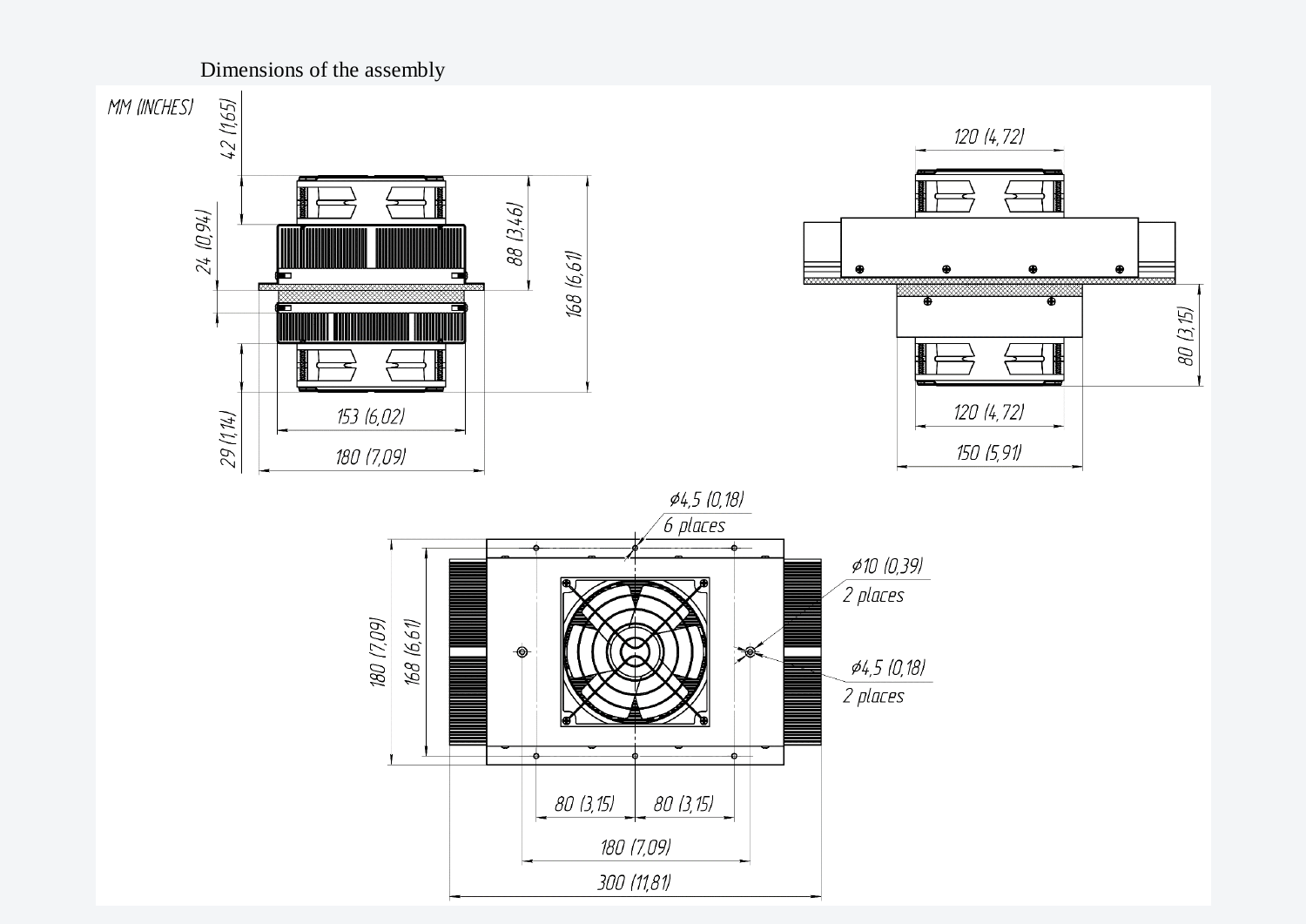Dimensions of the assembly

MM (INCHES)

42 (1,65)

24 (0,94)

29 (1,14)

88 (3,46)

168 (6,61)

153 (6,02)

180 (7,09)

120 (4,72)

80 (3,15)

120 (4,72)

150 (5,91)

Ø4,5 (0,18)
6 places

Ø10 (0,39)
2 places

Ø4,5 (0,18)
2 places

180 (7,09)

168 (6,61)

80 (3,15)

80 (3,15)

180 (7,09)

300 (11,81)